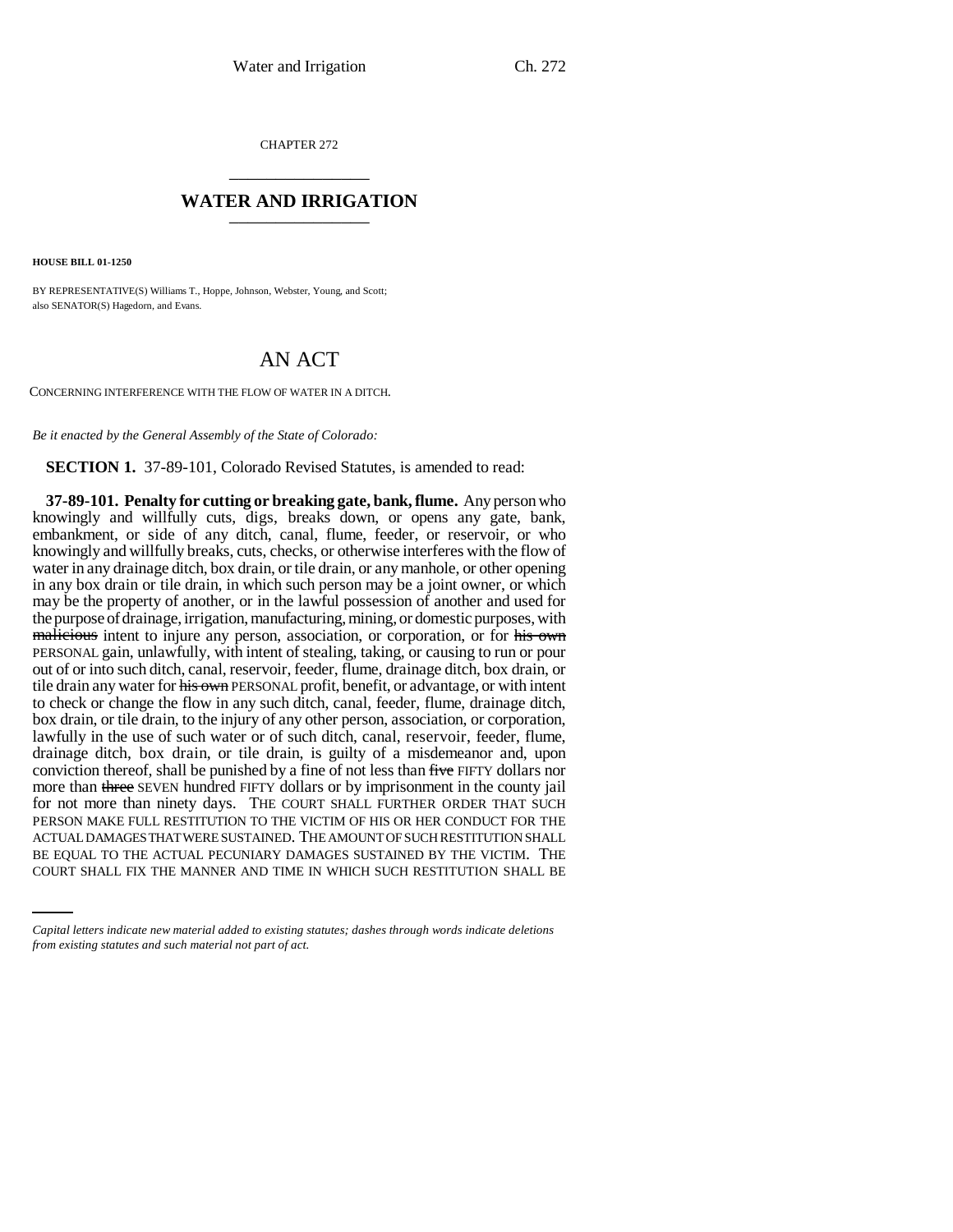CHAPTER 272

# WATER AND IRRIGATION

**HOUSE BILL 01-1250**

BY REPRESENTATIVE(S) Williams T., Hoppe, Johnson, Webster, Young, and Scott;
also SENATOR(S) Hagedorn, and Evans.

# AN ACT

CONCERNING INTERFERENCE WITH THE FLOW OF WATER IN A DITCH.

*Be it enacted by the General Assembly of the State of Colorado:*

**SECTION 1.** 37-89-101, Colorado Revised Statutes, is amended to read:

**37-89-101. Penalty for cutting or breaking gate, bank, flume.** Any person who knowingly and willfully cuts, digs, breaks down, or opens any gate, bank, embankment, or side of any ditch, canal, flume, feeder, or reservoir, or who knowingly and willfully breaks, cuts, checks, or otherwise interferes with the flow of water in any drainage ditch, box drain, or tile drain, or any manhole, or other opening in any box drain or tile drain, in which such person may be a joint owner, or which may be the property of another, or in the lawful possession of another and used for the purpose of drainage, irrigation, manufacturing, mining, or domestic purposes, with ~~malicious~~ intent to injure any person, association, or corporation, or for ~~his own~~ PERSONAL gain, unlawfully, with intent of stealing, taking, or causing to run or pour out of or into such ditch, canal, reservoir, feeder, flume, drainage ditch, box drain, or tile drain any water for ~~his own~~ PERSONAL profit, benefit, or advantage, or with intent to check or change the flow in any such ditch, canal, feeder, flume, drainage ditch, box drain, or tile drain, to the injury of any other person, association, or corporation, lawfully in the use of such water or of such ditch, canal, reservoir, feeder, flume, drainage ditch, box drain, or tile drain, is guilty of a misdemeanor and, upon conviction thereof, shall be punished by a fine of not less than ~~five~~ FIFTY dollars nor more than ~~three~~ SEVEN hundred FIFTY dollars or by imprisonment in the county jail for not more than ninety days. THE COURT SHALL FURTHER ORDER THAT SUCH PERSON MAKE FULL RESTITUTION TO THE VICTIM OF HIS OR HER CONDUCT FOR THE ACTUAL DAMAGES THAT WERE SUSTAINED. THE AMOUNT OF SUCH RESTITUTION SHALL BE EQUAL TO THE ACTUAL PECUNIARY DAMAGES SUSTAINED BY THE VICTIM. THE COURT SHALL FIX THE MANNER AND TIME IN WHICH SUCH RESTITUTION SHALL BE

*Capital letters indicate new material added to existing statutes; dashes through words indicate deletions from existing statutes and such material not part of act.*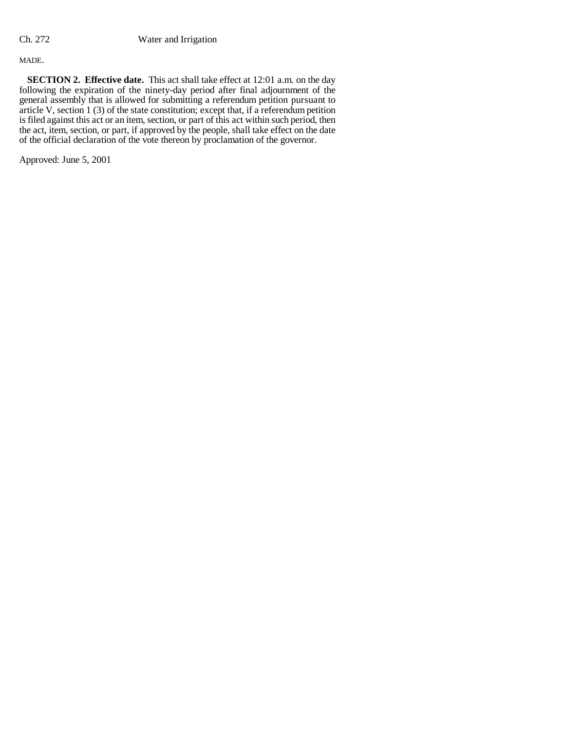MADE.

**SECTION 2. Effective date.** This act shall take effect at 12:01 a.m. on the day following the expiration of the ninety-day period after final adjournment of the general assembly that is allowed for submitting a referendum petition pursuant to article V, section 1 (3) of the state constitution; except that, if a referendum petition is filed against this act or an item, section, or part of this act within such period, then the act, item, section, or part, if approved by the people, shall take effect on the date of the official declaration of the vote thereon by proclamation of the governor.

Approved: June 5, 2001